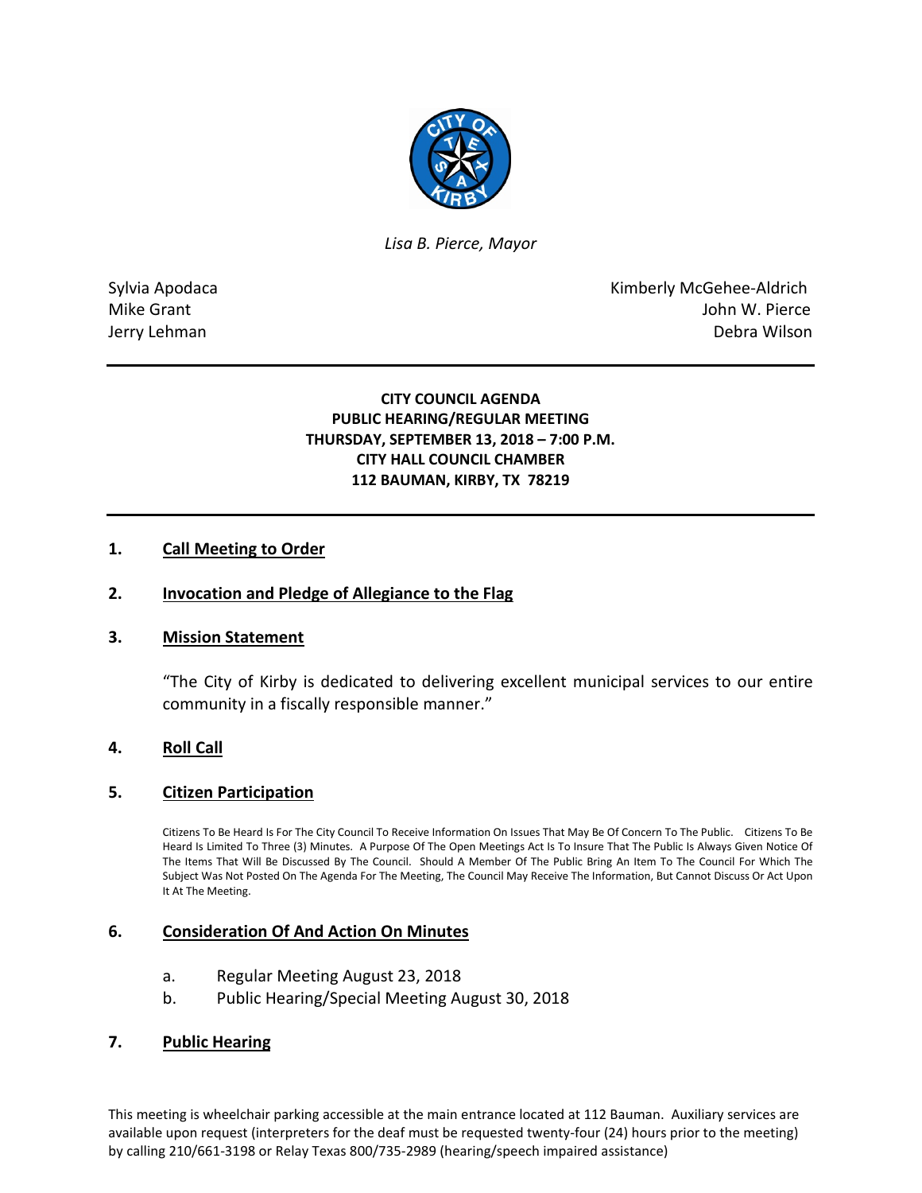*Lisa B. Pierce, Mayor*

Sylvia Apodaca
Mike Grant
Jerry Lehman

Kimberly McGehee-Aldrich
John W. Pierce
Debra Wilson

**CITY COUNCIL AGENDA**
**PUBLIC HEARING/REGULAR MEETING**
**THURSDAY, SEPTEMBER 13, 2018 – 7:00 P.M.**
**CITY HALL COUNCIL CHAMBER**
**112 BAUMAN, KIRBY, TX 78219**

**1. Call Meeting to Order**

**2. Invocation and Pledge of Allegiance to the Flag**

**3. Mission Statement**

"The City of Kirby is dedicated to delivering excellent municipal services to our entire community in a fiscally responsible manner."

**4. Roll Call**

**5. Citizen Participation**

Citizens To Be Heard Is For The City Council To Receive Information On Issues That May Be Of Concern To The Public. Citizens To Be Heard Is Limited To Three (3) Minutes. A Purpose Of The Open Meetings Act Is To Insure That The Public Is Always Given Notice Of The Items That Will Be Discussed By The Council. Should A Member Of The Public Bring An Item To The Council For Which The Subject Was Not Posted On The Agenda For The Meeting, The Council May Receive The Information, But Cannot Discuss Or Act Upon It At The Meeting.

**6. Consideration Of And Action On Minutes**

a. Regular Meeting August 23, 2018
b. Public Hearing/Special Meeting August 30, 2018

**7. Public Hearing**

This meeting is wheelchair parking accessible at the main entrance located at 112 Bauman. Auxiliary services are available upon request (interpreters for the deaf must be requested twenty-four (24) hours prior to the meeting) by calling 210/661-3198 or Relay Texas 800/735-2989 (hearing/speech impaired assistance)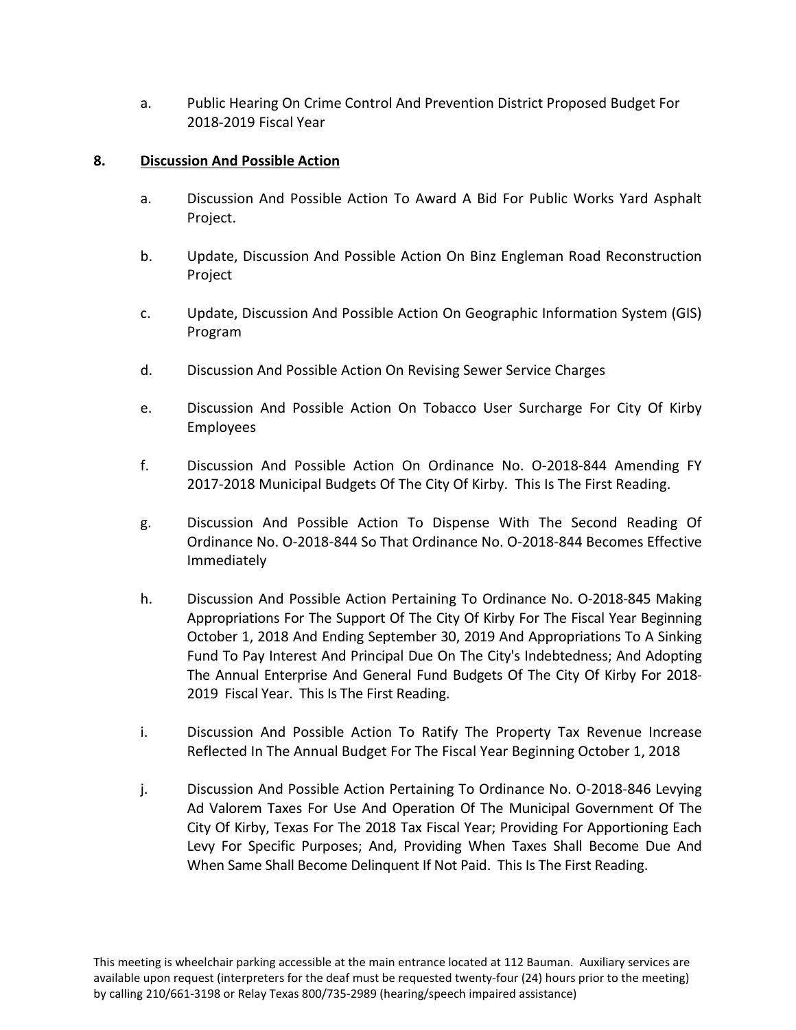a. Public Hearing On Crime Control And Prevention District Proposed Budget For 2018-2019 Fiscal Year

**8. Discussion And Possible Action**

a. Discussion And Possible Action To Award A Bid For Public Works Yard Asphalt Project.

b. Update, Discussion And Possible Action On Binz Engleman Road Reconstruction Project

c. Update, Discussion And Possible Action On Geographic Information System (GIS) Program

d. Discussion And Possible Action On Revising Sewer Service Charges

e. Discussion And Possible Action On Tobacco User Surcharge For City Of Kirby Employees

f. Discussion And Possible Action On Ordinance No. O-2018-844 Amending FY 2017-2018 Municipal Budgets Of The City Of Kirby. This Is The First Reading.

g. Discussion And Possible Action To Dispense With The Second Reading Of Ordinance No. O-2018-844 So That Ordinance No. O-2018-844 Becomes Effective Immediately

h. Discussion And Possible Action Pertaining To Ordinance No. O-2018-845 Making Appropriations For The Support Of The City Of Kirby For The Fiscal Year Beginning October 1, 2018 And Ending September 30, 2019 And Appropriations To A Sinking Fund To Pay Interest And Principal Due On The City's Indebtedness; And Adopting The Annual Enterprise And General Fund Budgets Of The City Of Kirby For 2018-2019 Fiscal Year. This Is The First Reading.

i. Discussion And Possible Action To Ratify The Property Tax Revenue Increase Reflected In The Annual Budget For The Fiscal Year Beginning October 1, 2018

j. Discussion And Possible Action Pertaining To Ordinance No. O-2018-846 Levying Ad Valorem Taxes For Use And Operation Of The Municipal Government Of The City Of Kirby, Texas For The 2018 Tax Fiscal Year; Providing For Apportioning Each Levy For Specific Purposes; And, Providing When Taxes Shall Become Due And When Same Shall Become Delinquent If Not Paid. This Is The First Reading.

This meeting is wheelchair parking accessible at the main entrance located at 112 Bauman. Auxiliary services are available upon request (interpreters for the deaf must be requested twenty-four (24) hours prior to the meeting) by calling 210/661-3198 or Relay Texas 800/735-2989 (hearing/speech impaired assistance)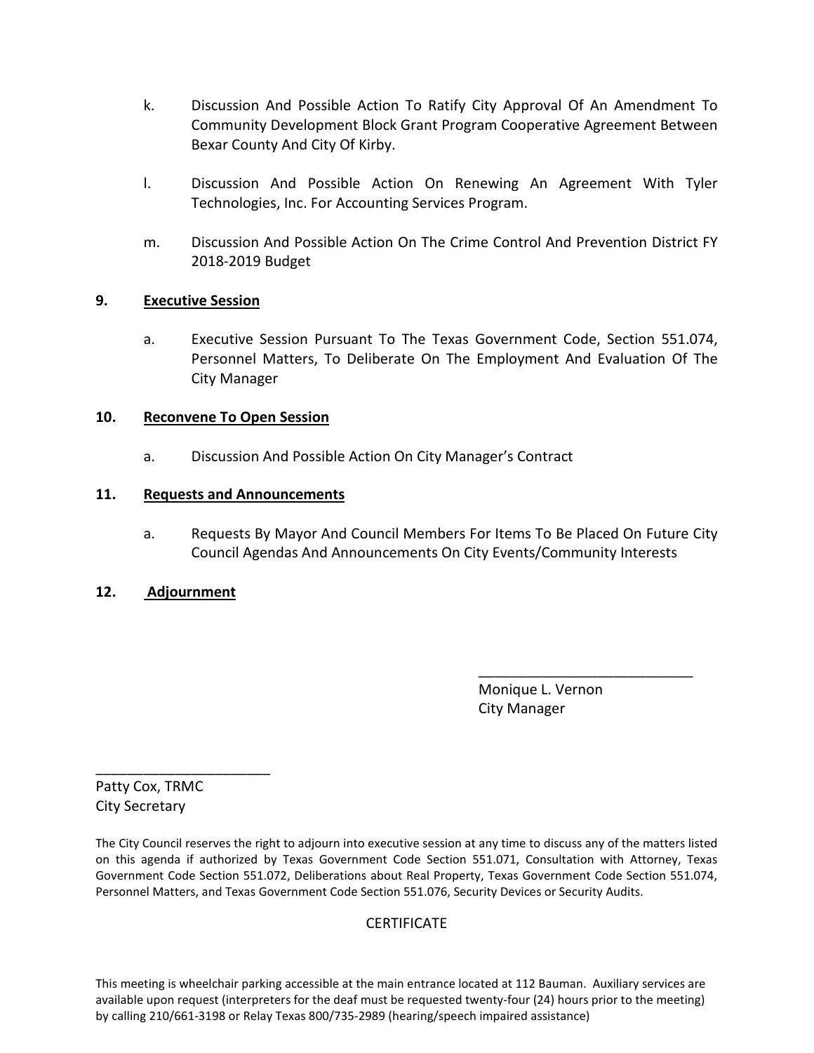k. Discussion And Possible Action To Ratify City Approval Of An Amendment To Community Development Block Grant Program Cooperative Agreement Between Bexar County And City Of Kirby.

l. Discussion And Possible Action On Renewing An Agreement With Tyler Technologies, Inc. For Accounting Services Program.

m. Discussion And Possible Action On The Crime Control And Prevention District FY 2018-2019 Budget

**9. <u>Executive Session</u>**

a. Executive Session Pursuant To The Texas Government Code, Section 551.074, Personnel Matters, To Deliberate On The Employment And Evaluation Of The City Manager

**10. <u>Reconvene To Open Session</u>**

a. Discussion And Possible Action On City Manager's Contract

**11. <u>Requests and Announcements</u>**

a. Requests By Mayor And Council Members For Items To Be Placed On Future City Council Agendas And Announcements On City Events/Community Interests

**12. <u>Adjournment</u>**

\_\_\_\_\_\_\_\_\_\_\_\_\_\_\_\_\_\_\_\_\_\_\_\_\_\_\_\_

Monique L. Vernon
City Manager

\_\_\_\_\_\_\_\_\_\_\_\_\_\_\_\_\_\_\_\_\_\_\_

Patty Cox, TRMC
City Secretary

The City Council reserves the right to adjourn into executive session at any time to discuss any of the matters listed on this agenda if authorized by Texas Government Code Section 551.071, Consultation with Attorney, Texas Government Code Section 551.072, Deliberations about Real Property, Texas Government Code Section 551.074, Personnel Matters, and Texas Government Code Section 551.076, Security Devices or Security Audits.

CERTIFICATE

This meeting is wheelchair parking accessible at the main entrance located at 112 Bauman. Auxiliary services are available upon request (interpreters for the deaf must be requested twenty-four (24) hours prior to the meeting) by calling 210/661-3198 or Relay Texas 800/735-2989 (hearing/speech impaired assistance)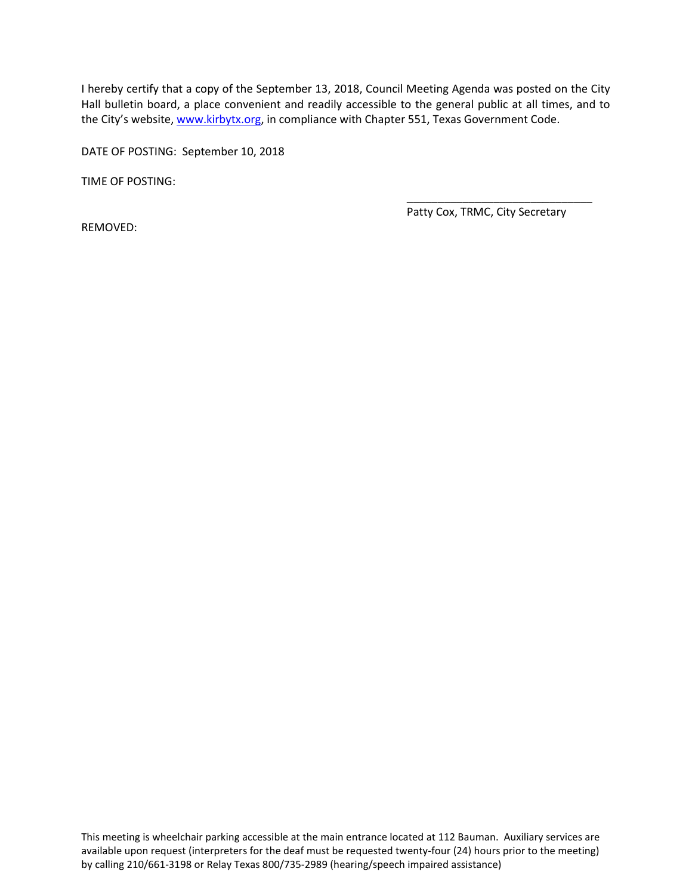I hereby certify that a copy of the September 13, 2018, Council Meeting Agenda was posted on the City Hall bulletin board, a place convenient and readily accessible to the general public at all times, and to the City's website, www.kirbytx.org, in compliance with Chapter 551, Texas Government Code.

DATE OF POSTING: September 10, 2018

TIME OF POSTING:

______________________________
Patty Cox, TRMC, City Secretary

REMOVED:

This meeting is wheelchair parking accessible at the main entrance located at 112 Bauman. Auxiliary services are available upon request (interpreters for the deaf must be requested twenty-four (24) hours prior to the meeting) by calling 210/661-3198 or Relay Texas 800/735-2989 (hearing/speech impaired assistance)